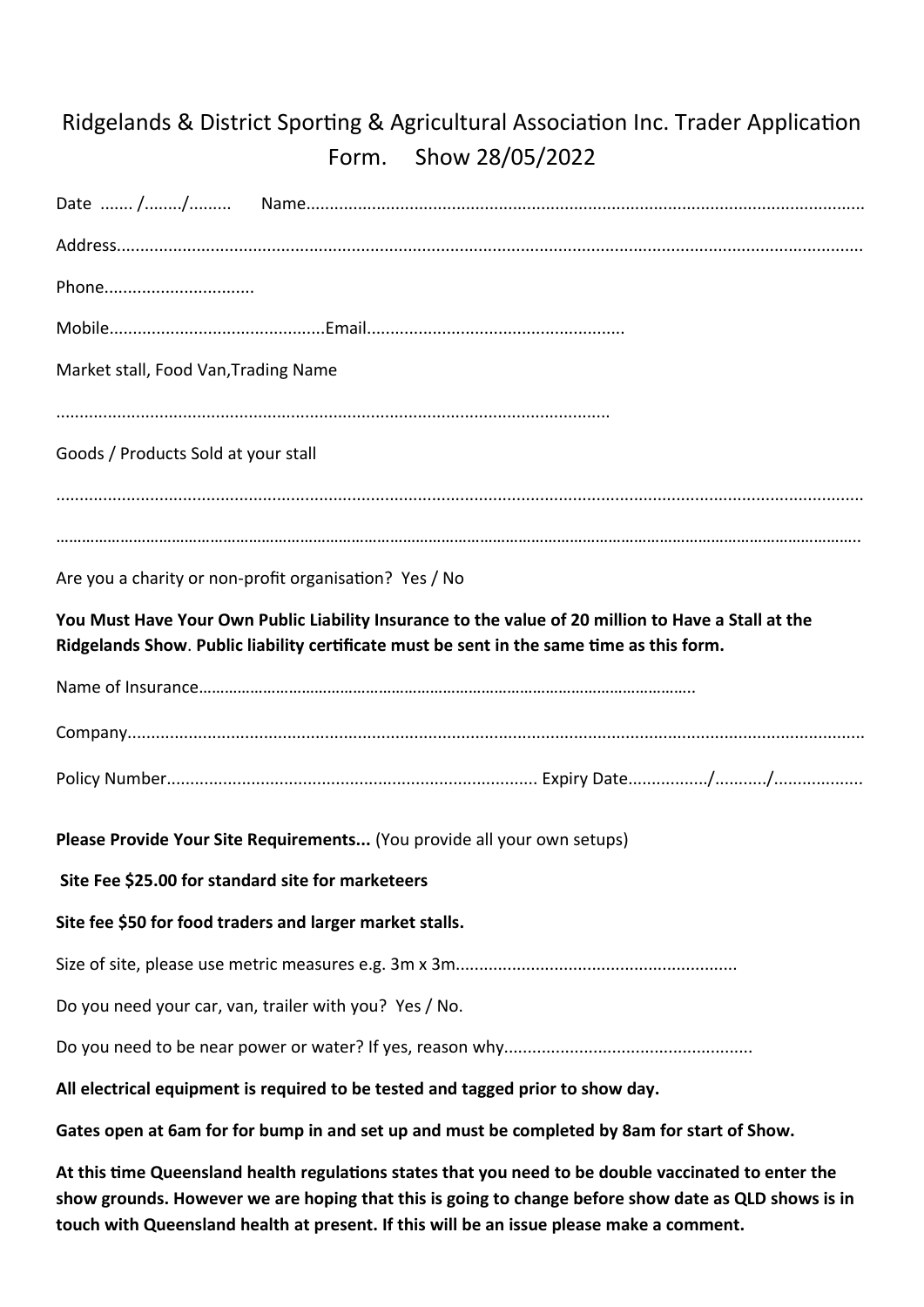# Ridgelands & District Sporting & Agricultural Association Inc. Trader Application Form. Show 28/05/2022

Date ....... /......../......... Name......................................................................................................................

Address..............................................................................................................................................

Phone................................

Mobile.............................................Email......................................................

Market stall, Food Van,Trading Name

.....................................................................................................................

Goods / Products Sold at your stall

.......................................................................................................................................................

.......................................................................................................................................................

Are you a charity or non-profit organisation? Yes / No

**You Must Have Your Own Public Liability Insurance to the value of 20 million to Have a Stall at the Ridgelands Show**. **Public liability certificate must be sent in the same time as this form.**

Name of Insurance..................................................................................................................

Company..............................................................................................................................................

Policy Number.............................................................................. Expiry Date................/.........../..................

**Please Provide Your Site Requirements...** (You provide all your own setups)

**Site Fee $25.00 for standard site for marketeers**

**Site fee $50 for food traders and larger market stalls.**

Size of site, please use metric measures e.g. 3m x 3m...........................................................

Do you need your car, van, trailer with you? Yes / No.

Do you need to be near power or water? If yes, reason why....................................................

**All electrical equipment is required to be tested and tagged prior to show day.**

**Gates open at 6am for for bump in and set up and must be completed by 8am for start of Show.**

**At this time Queensland health regulations states that you need to be double vaccinated to enter the show grounds. However we are hoping that this is going to change before show date as QLD shows is in touch with Queensland health at present. If this will be an issue please make a comment.**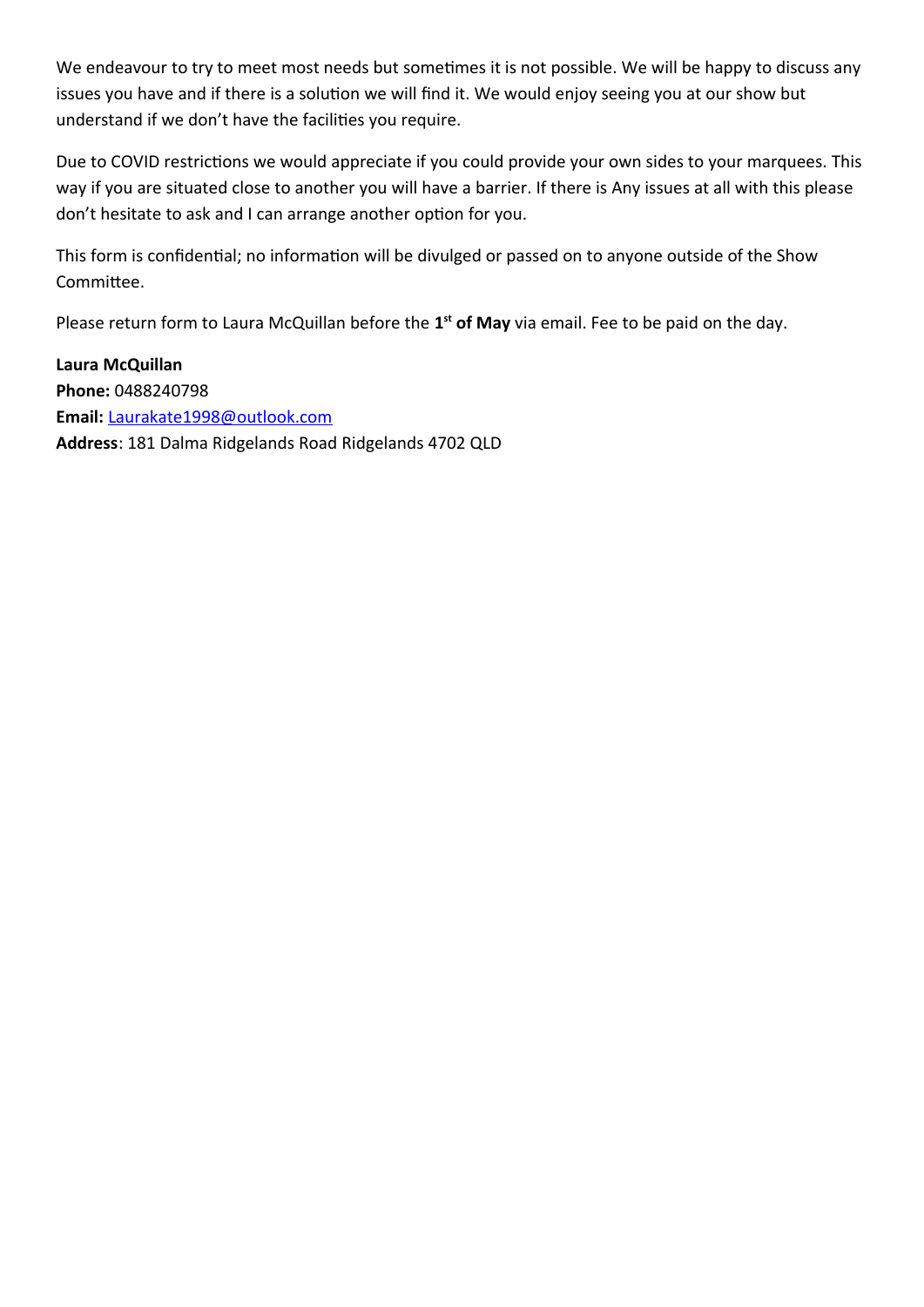We endeavour to try to meet most needs but sometimes it is not possible. We will be happy to discuss any issues you have and if there is a solution we will find it. We would enjoy seeing you at our show but understand if we don't have the facilities you require.

Due to COVID restrictions we would appreciate if you could provide your own sides to your marquees. This way if you are situated close to another you will have a barrier. If there is Any issues at all with this please don't hesitate to ask and I can arrange another option for you.

This form is confidential; no information will be divulged or passed on to anyone outside of the Show Committee.

Please return form to Laura McQuillan before the **1st of May** via email. Fee to be paid on the day.

**Laura McQuillan**
**Phone:** 0488240798
**Email:** Laurakate1998@outlook.com
**Address**: 181 Dalma Ridgelands Road Ridgelands 4702 QLD